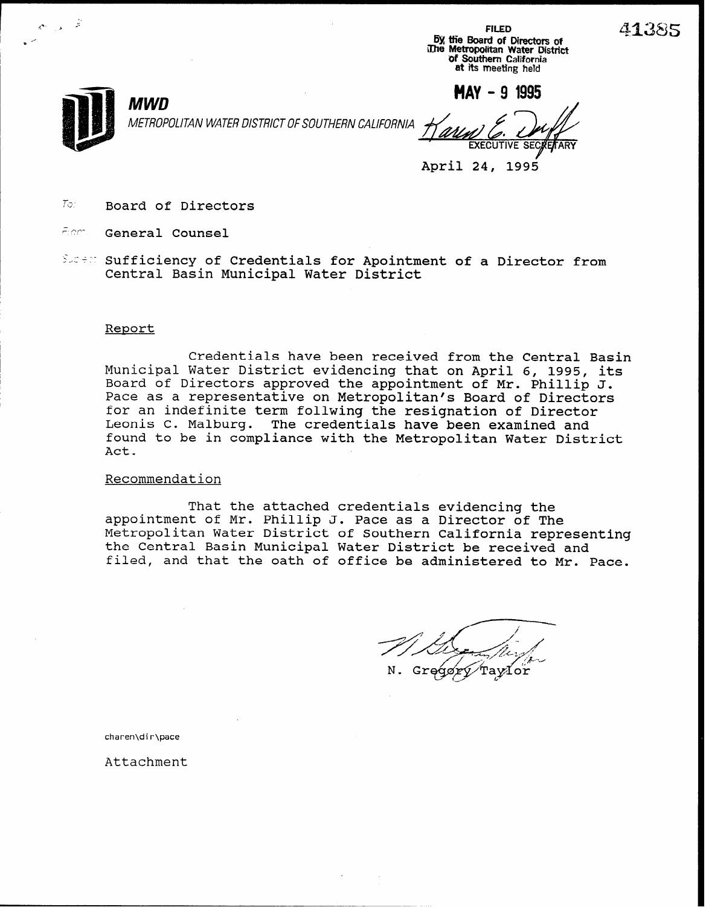FILED
By the Board of Directors of
The Metropolitan Water District
of Southern California
at its meeting held

**MAY - 9 1995**

Karen E. Duff
EXECUTIVE SECRETARY

41385

**MWD**

*METROPOLITAN WATER DISTRICT OF SOUTHERN CALIFORNIA*

April 24, 1995

To: Board of Directors

From: General Counsel

Subject: Sufficiency of Credentials for Apointment of a Director from Central Basin Municipal Water District

Report

Credentials have been received from the Central Basin Municipal Water District evidencing that on April 6, 1995, its Board of Directors approved the appointment of Mr. Phillip J. Pace as a representative on Metropolitan's Board of Directors for an indefinite term follwing the resignation of Director Leonis C. Malburg. The credentials have been examined and found to be in compliance with the Metropolitan Water District Act.

Recommendation

That the attached credentials evidencing the appointment of Mr. Phillip J. Pace as a Director of The Metropolitan Water District of Southern California representing the Central Basin Municipal Water District be received and filed, and that the oath of office be administered to Mr. Pace.

N. Gregory Taylor

charen\dir\pace

Attachment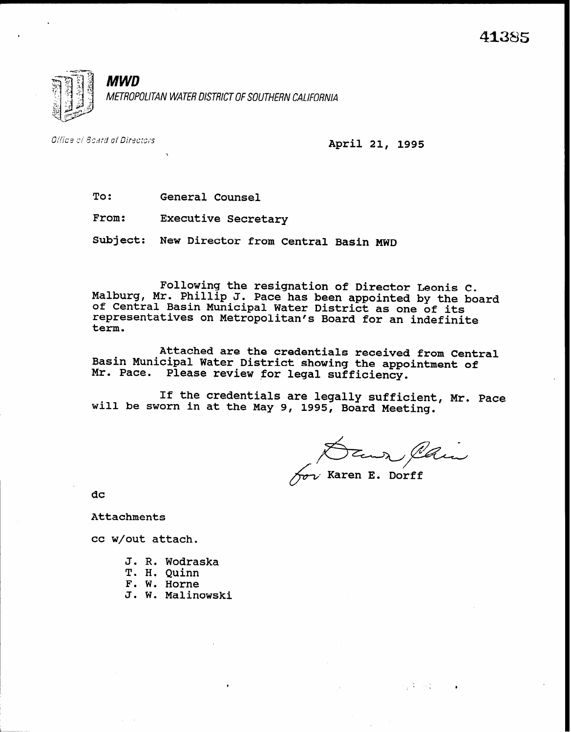41385

**MWD**

*METROPOLITAN WATER DISTRICT OF SOUTHERN CALIFORNIA*

*Office of Board of Directors*

April 21, 1995

To: General Counsel

From: Executive Secretary

Subject: New Director from Central Basin MWD

Following the resignation of Director Leonis C. Malburg, Mr. Phillip J. Pace has been appointed by the board of Central Basin Municipal Water District as one of its representatives on Metropolitan's Board for an indefinite term.

Attached are the credentials received from Central Basin Municipal Water District showing the appointment of Mr. Pace. Please review for legal sufficiency.

If the credentials are legally sufficient, Mr. Pace will be sworn in at the May 9, 1995, Board Meeting.

for Karen E. Dorff

dc

Attachments

cc w/out attach.

J. R. Wodraska
T. H. Quinn
F. W. Horne
J. W. Malinowski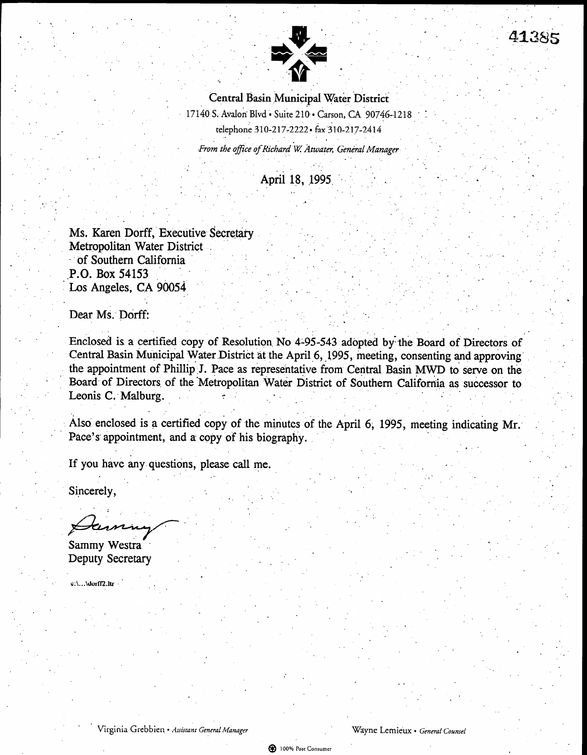41385

**Central Basin Municipal Water District**
17140 S. Avalon Blvd • Suite 210 • Carson, CA 90746-1218
telephone 310-217-2222 • fax 310-217-2414

*From the office of Richard W. Atwater, General Manager*

April 18, 1995

Ms. Karen Dorff, Executive Secretary
Metropolitan Water District
of Southern California
P.O. Box 54153
Los Angeles, CA 90054

Dear Ms. Dorff:

Enclosed is a certified copy of Resolution No 4-95-543 adopted by the Board of Directors of Central Basin Municipal Water District at the April 6, 1995, meeting, consenting and approving the appointment of Phillip J. Pace as representative from Central Basin MWD to serve on the Board of Directors of the Metropolitan Water District of Southern California as successor to Leonis C. Malburg.

Also enclosed is a certified copy of the minutes of the April 6, 1995, meeting indicating Mr. Pace's appointment, and a copy of his biography.

If you have any questions, please call me.

Sincerely,

Sammy

Sammy Westra
Deputy Secretary

c:\...\dorff2.ltr

Virginia Grebbien • *Assistant General Manager*  Wayne Lemieux • *General Counsel*

100% Post Consumer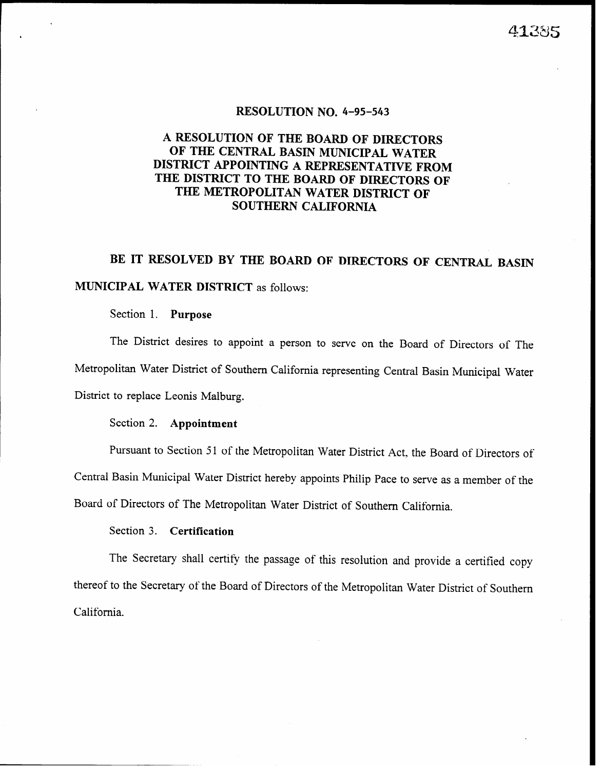# RESOLUTION NO. 4-95-543

## A RESOLUTION OF THE BOARD OF DIRECTORS OF THE CENTRAL BASIN MUNICIPAL WATER DISTRICT APPOINTING A REPRESENTATIVE FROM THE DISTRICT TO THE BOARD OF DIRECTORS OF THE METROPOLITAN WATER DISTRICT OF SOUTHERN CALIFORNIA

**BE IT RESOLVED BY THE BOARD OF DIRECTORS OF CENTRAL BASIN MUNICIPAL WATER DISTRICT** as follows:

Section 1. **Purpose**

The District desires to appoint a person to serve on the Board of Directors of The Metropolitan Water District of Southern California representing Central Basin Municipal Water District to replace Leonis Malburg.

Section 2. **Appointment**

Pursuant to Section 51 of the Metropolitan Water District Act, the Board of Directors of Central Basin Municipal Water District hereby appoints Philip Pace to serve as a member of the Board of Directors of The Metropolitan Water District of Southern California.

Section 3. **Certification**

The Secretary shall certify the passage of this resolution and provide a certified copy thereof to the Secretary of the Board of Directors of the Metropolitan Water District of Southern California.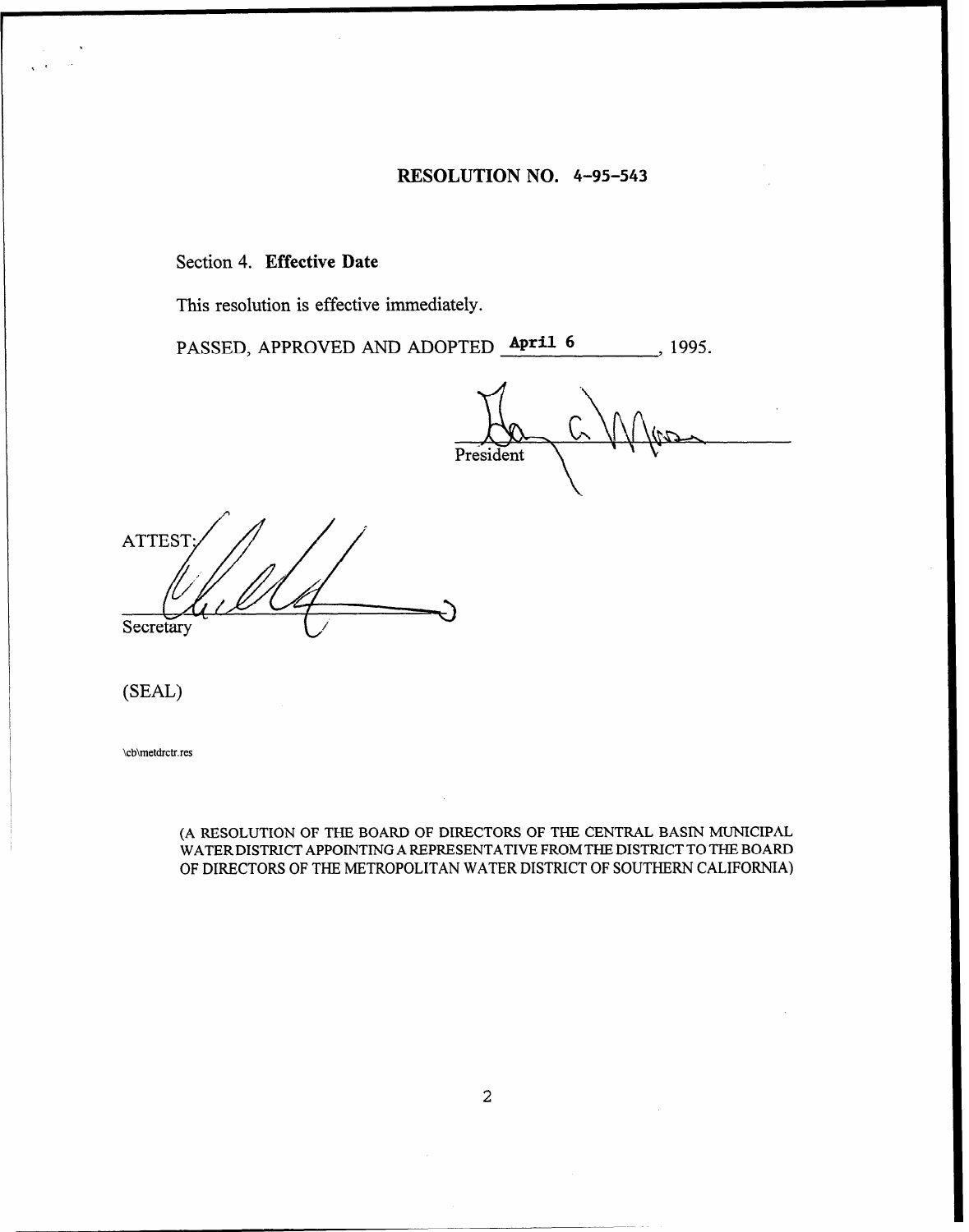**RESOLUTION NO. 4-95-543**

Section 4. **Effective Date**

This resolution is effective immediately.

PASSED, APPROVED AND ADOPTED April 6, 1995.

President

ATTEST:

Secretary

(SEAL)

\cb\metdrctr.res

(A RESOLUTION OF THE BOARD OF DIRECTORS OF THE CENTRAL BASIN MUNICIPAL WATER DISTRICT APPOINTING A REPRESENTATIVE FROM THE DISTRICT TO THE BOARD OF DIRECTORS OF THE METROPOLITAN WATER DISTRICT OF SOUTHERN CALIFORNIA)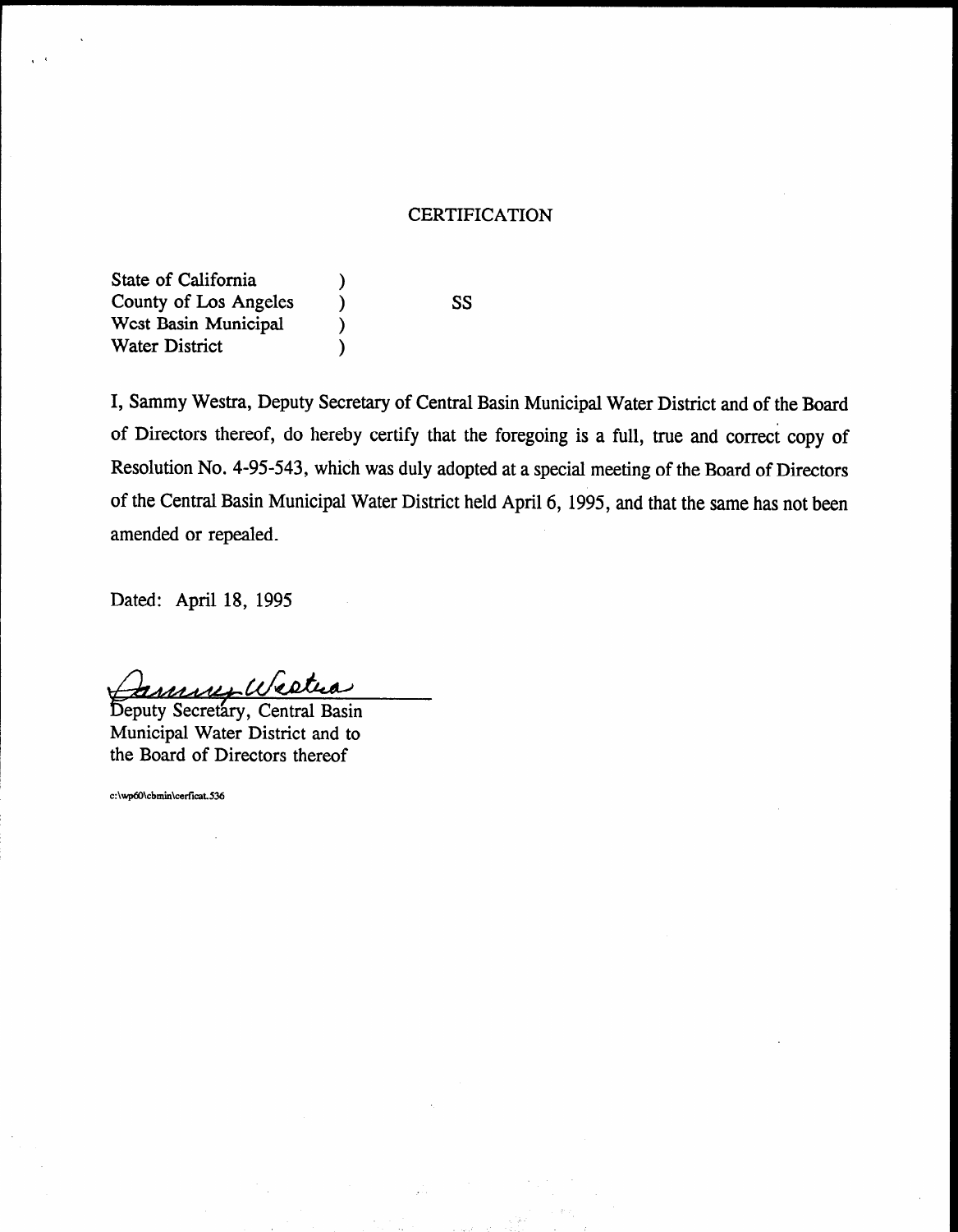# CERTIFICATION

State of California )
County of Los Angeles ) SS
Wcst Basin Municipal )
Water District )

I, Sammy Westra, Deputy Secretary of Central Basin Municipal Water District and of the Board of Directors thereof, do hereby certify that the foregoing is a full, true and correct copy of Resolution No. 4-95-543, which was duly adopted at a special meeting of the Board of Directors of the Central Basin Municipal Water District held April 6, 1995, and that the same has not been amended or repealed.

Dated: April 18, 1995

Sammy Westra

Deputy Secretary, Central Basin Municipal Water District and to the Board of Directors thereof

c:\wp60\cbmin\cerficat.536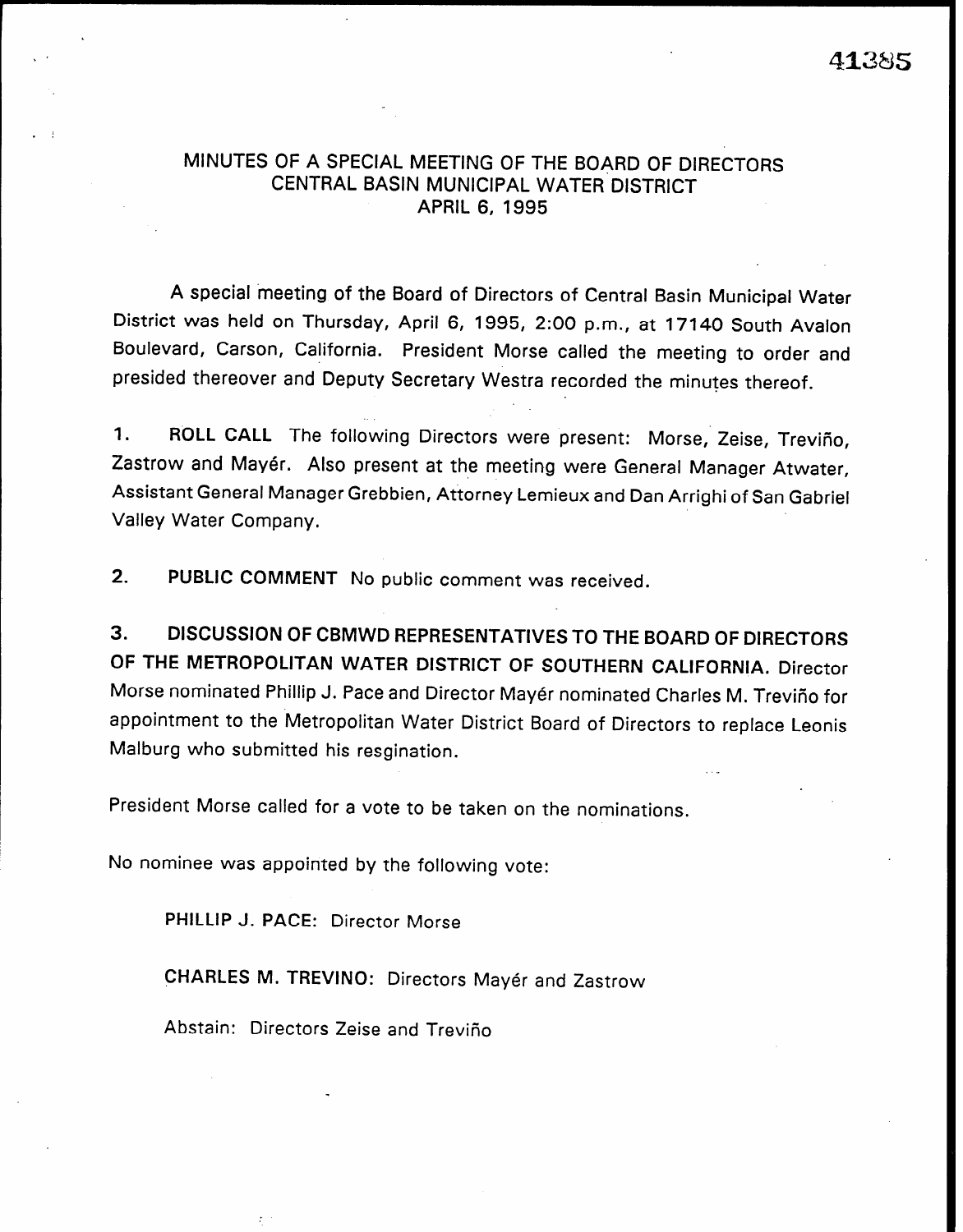41385

# MINUTES OF A SPECIAL MEETING OF THE BOARD OF DIRECTORS CENTRAL BASIN MUNICIPAL WATER DISTRICT APRIL 6, 1995

A special meeting of the Board of Directors of Central Basin Municipal Water District was held on Thursday, April 6, 1995, 2:00 p.m., at 17140 South Avalon Boulevard, Carson, California. President Morse called the meeting to order and presided thereover and Deputy Secretary Westra recorded the minutes thereof.

1. **ROLL CALL** The following Directors were present: Morse, Zeise, Treviño, Zastrow and Mayér. Also present at the meeting were General Manager Atwater, Assistant General Manager Grebbien, Attorney Lemieux and Dan Arrighi of San Gabriel Valley Water Company.

2. **PUBLIC COMMENT** No public comment was received.

3. **DISCUSSION OF CBMWD REPRESENTATIVES TO THE BOARD OF DIRECTORS OF THE METROPOLITAN WATER DISTRICT OF SOUTHERN CALIFORNIA.** Director Morse nominated Phillip J. Pace and Director Mayér nominated Charles M. Treviño for appointment to the Metropolitan Water District Board of Directors to replace Leonis Malburg who submitted his resgination.

President Morse called for a vote to be taken on the nominations.

No nominee was appointed by the following vote:

PHILLIP J. PACE: Director Morse

CHARLES M. TREVINO: Directors Mayér and Zastrow

Abstain: Directors Zeise and Treviño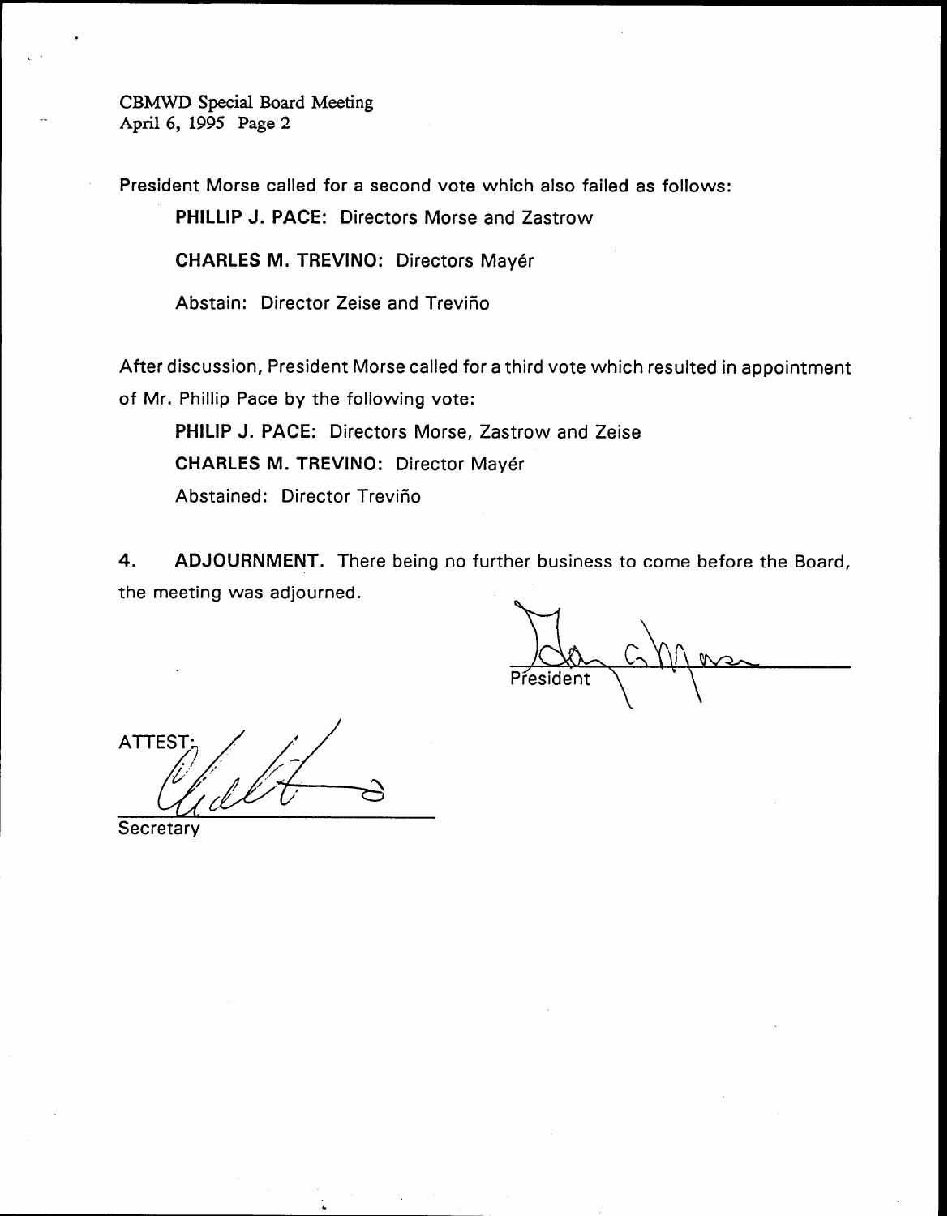President Morse called for a second vote which also failed as follows:

**PHILLIP J. PACE:** Directors Morse and Zastrow

**CHARLES M. TREVINO:** Directors Mayér

Abstain: Director Zeise and Treviño

After discussion, President Morse called for a third vote which resulted in appointment of Mr. Phillip Pace by the following vote:

**PHILIP J. PACE:** Directors Morse, Zastrow and Zeise

**CHARLES M. TREVINO:** Director Mayér

Abstained: Director Treviño

**4. ADJOURNMENT.** There being no further business to come before the Board, the meeting was adjourned.

President

ATTEST:

Secretary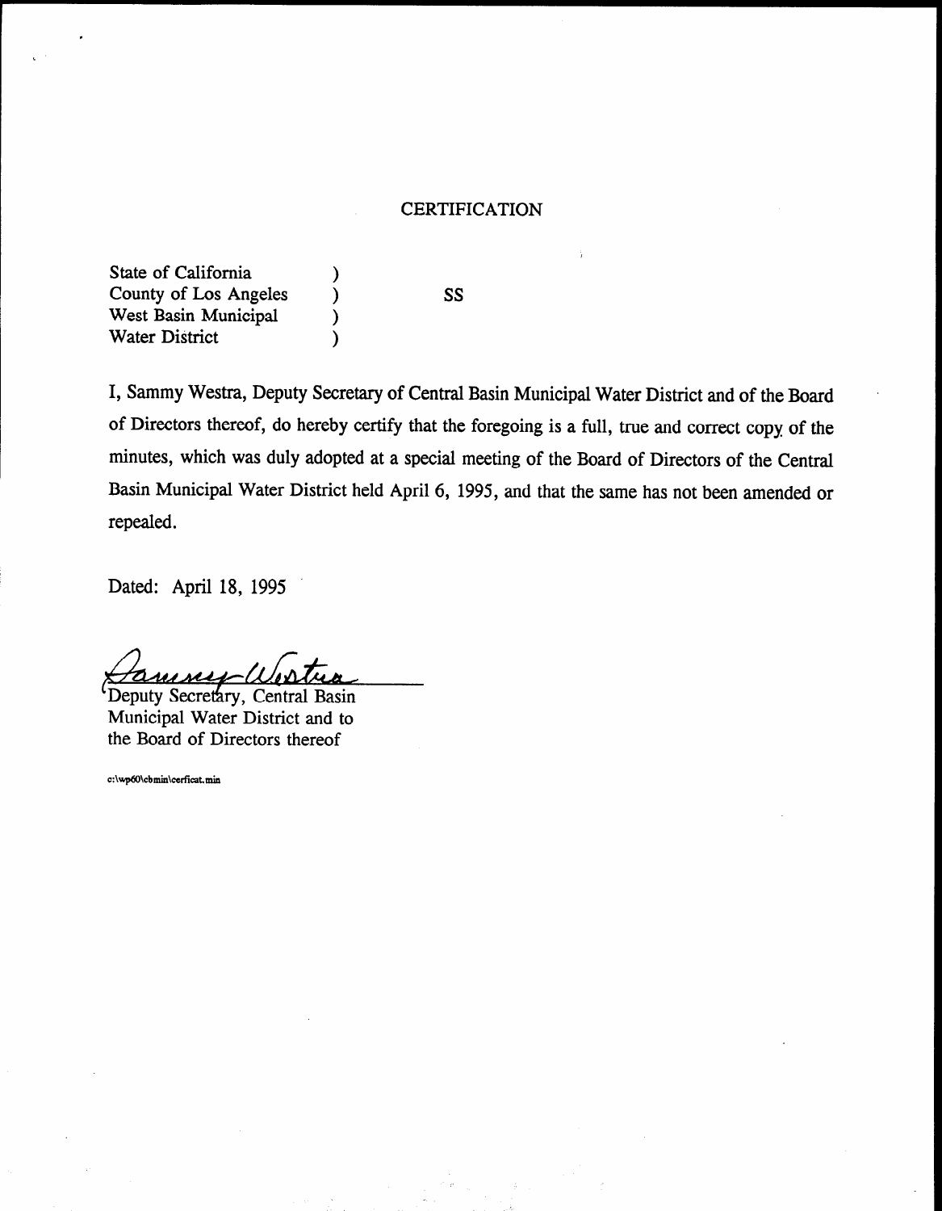# CERTIFICATION

State of California )
County of Los Angeles ) SS
West Basin Municipal )
Water District )

I, Sammy Westra, Deputy Secretary of Central Basin Municipal Water District and of the Board of Directors thereof, do hereby certify that the foregoing is a full, true and correct copy of the minutes, which was duly adopted at a special meeting of the Board of Directors of the Central Basin Municipal Water District held April 6, 1995, and that the same has not been amended or repealed.

Dated: April 18, 1995

Sammy Westra

Deputy Secretary, Central Basin Municipal Water District and to the Board of Directors thereof

c:\wp60\cbmin\cerficat.min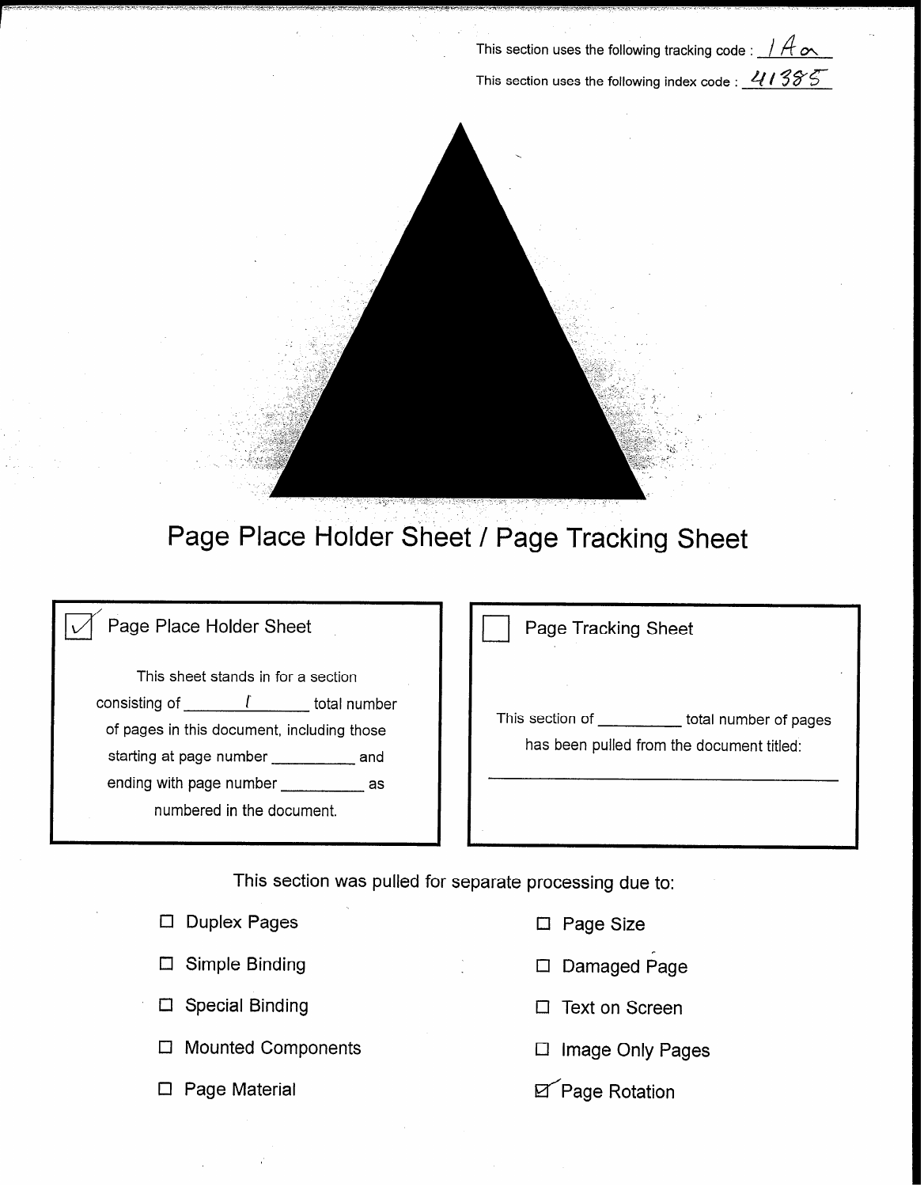This section uses the following tracking code : 1Aa

This section uses the following index code : 41385

# Page Place Holder Sheet / Page Tracking Sheet

☑ Page Place Holder Sheet

This sheet stands in for a section consisting of ___1___ total number of pages in this document, including those starting at page number ______ and ending with page number ______ as numbered in the document.

☐ Page Tracking Sheet

This section of ______ total number of pages has been pulled from the document titled:

______________________________

This section was pulled for separate processing due to:

- ☐ Duplex Pages
- ☐ Simple Binding
- ☐ Special Binding
- ☐ Mounted Components
- ☐ Page Material
- ☐ Page Size
- ☐ Damaged Page
- ☐ Text on Screen
- ☐ Image Only Pages
- ☑ Page Rotation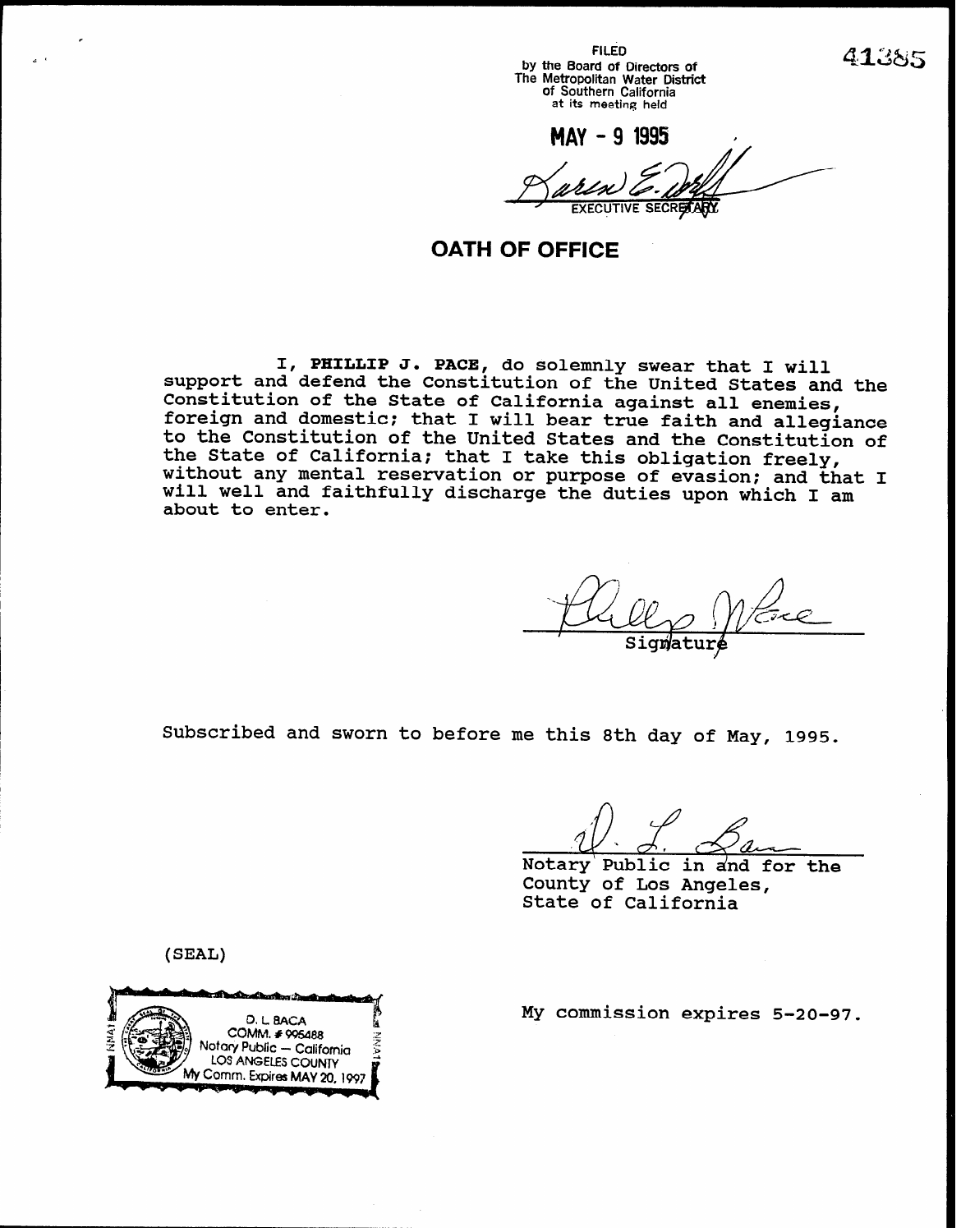FILED
by the Board of Directors of
The Metropolitan Water District
of Southern California
at its meeting held

**MAY - 9 1995**

EXECUTIVE SECRETARY

41385

# OATH OF OFFICE

I, **PHILLIP J. PACE**, do solemnly swear that I will support and defend the Constitution of the United States and the Constitution of the State of California against all enemies, foreign and domestic; that I will bear true faith and allegiance to the Constitution of the United States and the Constitution of the State of California; that I take this obligation freely, without any mental reservation or purpose of evasion; and that I will well and faithfully discharge the duties upon which I am about to enter.

Signature

Subscribed and sworn to before me this 8th day of May, 1995.

Notary Public in and for the
County of Los Angeles,
State of California

(SEAL)

D. L. BACA
COMM. # 995488
Notary Public — California
LOS ANGELES COUNTY
My Comm. Expires MAY 20, 1997

My commission expires 5-20-97.